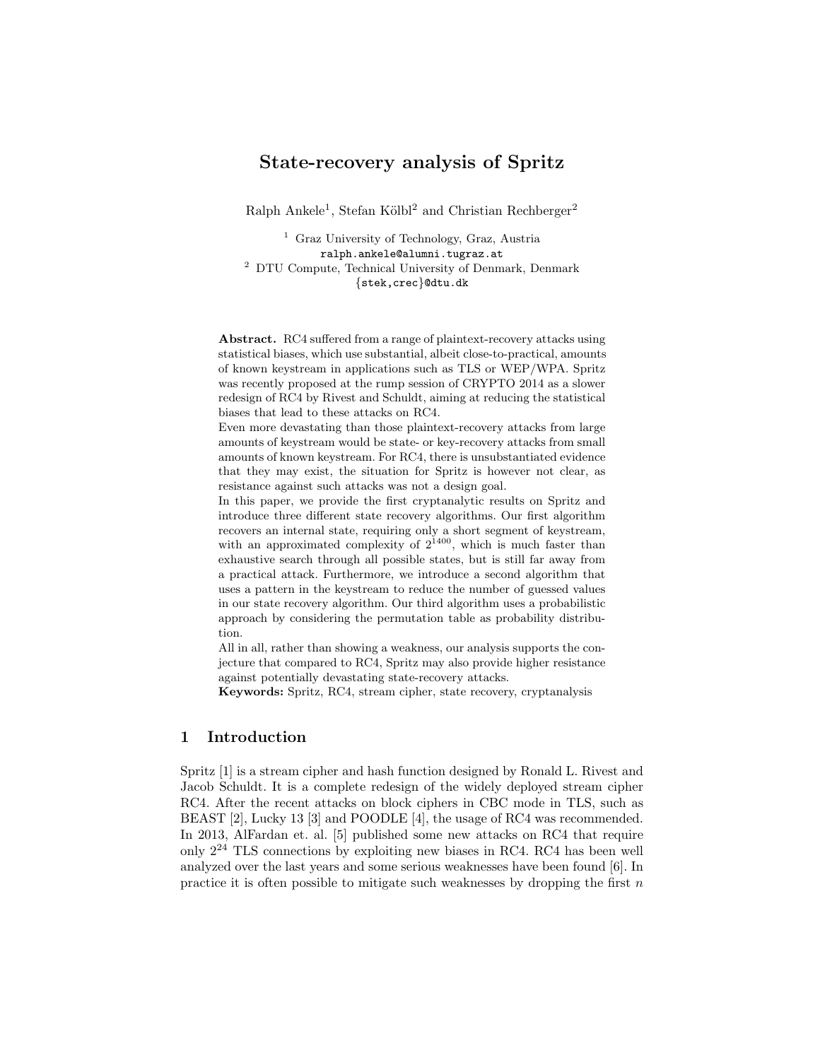# State-recovery analysis of Spritz

Ralph Ankele[1], Stefan Kölbl[2] and Christian Rechberger[2]

[1] Graz University of Technology, Graz, Austria
`ralph.ankele@alumni.tugraz.at`
[2] DTU Compute, Technical University of Denmark, Denmark
`{stek,crec}@dtu.dk`

**Abstract.** RC4 suffered from a range of plaintext-recovery attacks using statistical biases, which use substantial, albeit close-to-practical, amounts of known keystream in applications such as TLS or WEP/WPA. Spritz was recently proposed at the rump session of CRYPTO 2014 as a slower redesign of RC4 by Rivest and Schuldt, aiming at reducing the statistical biases that lead to these attacks on RC4.
Even more devastating than those plaintext-recovery attacks from large amounts of keystream would be state- or key-recovery attacks from small amounts of known keystream. For RC4, there is unsubstantiated evidence that they may exist, the situation for Spritz is however not clear, as resistance against such attacks was not a design goal.
In this paper, we provide the first cryptanalytic results on Spritz and introduce three different state recovery algorithms. Our first algorithm recovers an internal state, requiring only a short segment of keystream, with an approximated complexity of $2^{1400}$, which is much faster than exhaustive search through all possible states, but is still far away from a practical attack. Furthermore, we introduce a second algorithm that uses a pattern in the keystream to reduce the number of guessed values in our state recovery algorithm. Our third algorithm uses a probabilistic approach by considering the permutation table as probability distribution.
All in all, rather than showing a weakness, our analysis supports the conjecture that compared to RC4, Spritz may also provide higher resistance against potentially devastating state-recovery attacks.
**Keywords:** Spritz, RC4, stream cipher, state recovery, cryptanalysis

## 1 Introduction

Spritz [1] is a stream cipher and hash function designed by Ronald L. Rivest and Jacob Schuldt. It is a complete redesign of the widely deployed stream cipher RC4. After the recent attacks on block ciphers in CBC mode in TLS, such as BEAST [2], Lucky 13 [3] and POODLE [4], the usage of RC4 was recommended. In 2013, AlFardan et. al. [5] published some new attacks on RC4 that require only $2^{24}$ TLS connections by exploiting new biases in RC4. RC4 has been well analyzed over the last years and some serious weaknesses have been found [6]. In practice it is often possible to mitigate such weaknesses by dropping the first $n$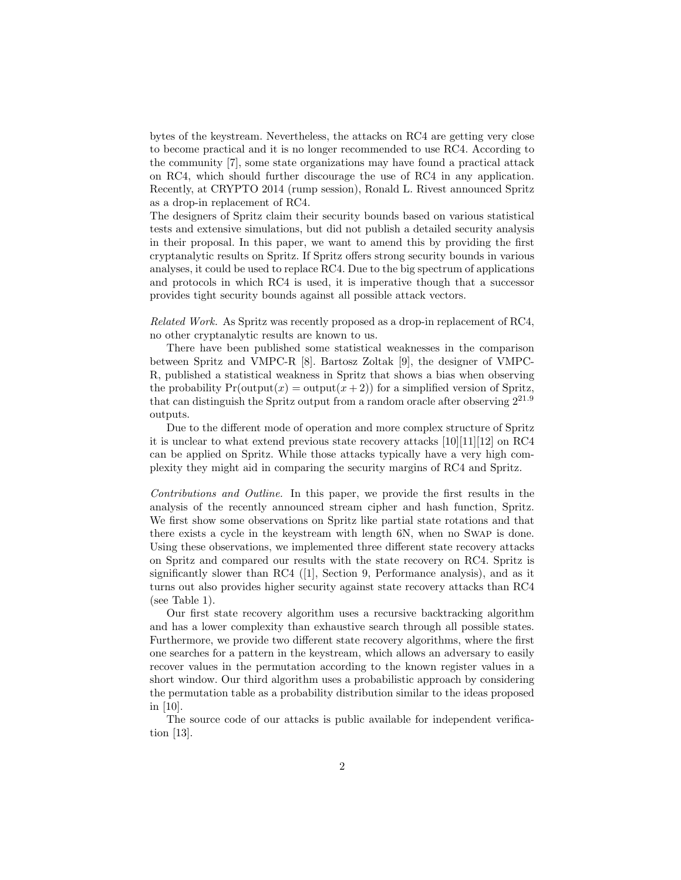bytes of the keystream. Nevertheless, the attacks on RC4 are getting very close to become practical and it is no longer recommended to use RC4. According to the community [7], some state organizations may have found a practical attack on RC4, which should further discourage the use of RC4 in any application. Recently, at CRYPTO 2014 (rump session), Ronald L. Rivest announced Spritz as a drop-in replacement of RC4.
The designers of Spritz claim their security bounds based on various statistical tests and extensive simulations, but did not publish a detailed security analysis in their proposal. In this paper, we want to amend this by providing the first cryptanalytic results on Spritz. If Spritz offers strong security bounds in various analyses, it could be used to replace RC4. Due to the big spectrum of applications and protocols in which RC4 is used, it is imperative though that a successor provides tight security bounds against all possible attack vectors.

*Related Work.* As Spritz was recently proposed as a drop-in replacement of RC4, no other cryptanalytic results are known to us.

There have been published some statistical weaknesses in the comparison between Spritz and VMPC-R [8]. Bartosz Zoltak [9], the designer of VMPC-R, published a statistical weakness in Spritz that shows a bias when observing the probability $\Pr(\text{output}(x) = \text{output}(x+2))$ for a simplified version of Spritz, that can distinguish the Spritz output from a random oracle after observing $2^{21.9}$ outputs.

Due to the different mode of operation and more complex structure of Spritz it is unclear to what extend previous state recovery attacks [10][11][12] on RC4 can be applied on Spritz. While those attacks typically have a very high complexity they might aid in comparing the security margins of RC4 and Spritz.

*Contributions and Outline.* In this paper, we provide the first results in the analysis of the recently announced stream cipher and hash function, Spritz. We first show some observations on Spritz like partial state rotations and that there exists a cycle in the keystream with length 6N, when no Swap is done. Using these observations, we implemented three different state recovery attacks on Spritz and compared our results with the state recovery on RC4. Spritz is significantly slower than RC4 ([1], Section 9, Performance analysis), and as it turns out also provides higher security against state recovery attacks than RC4 (see Table 1).

Our first state recovery algorithm uses a recursive backtracking algorithm and has a lower complexity than exhaustive search through all possible states. Furthermore, we provide two different state recovery algorithms, where the first one searches for a pattern in the keystream, which allows an adversary to easily recover values in the permutation according to the known register values in a short window. Our third algorithm uses a probabilistic approach by considering the permutation table as a probability distribution similar to the ideas proposed in [10].

The source code of our attacks is public available for independent verification [13].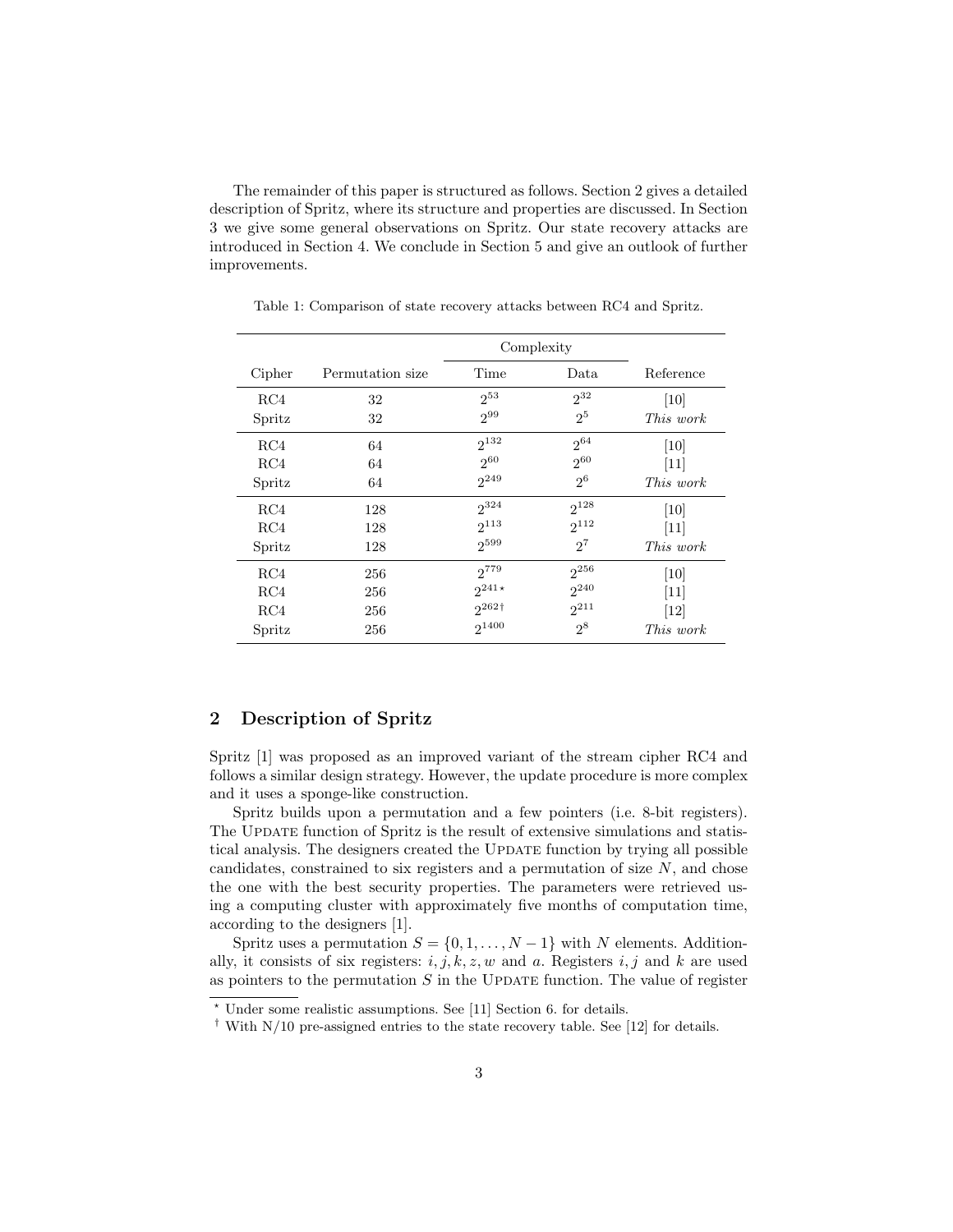The remainder of this paper is structured as follows. Section 2 gives a detailed description of Spritz, where its structure and properties are discussed. In Section 3 we give some general observations on Spritz. Our state recovery attacks are introduced in Section 4. We conclude in Section 5 and give an outlook of further improvements.

Table 1: Comparison of state recovery attacks between RC4 and Spritz.

| Cipher | Permutation size | Complexity | | Reference |
|---|---|---|---|---|
| | | Time | Data | |
| RC4 | 32 | $2^{53}$ | $2^{32}$ | [10] |
| Spritz | 32 | $2^{99}$ | $2^{5}$ | *This work* |
| RC4 | 64 | $2^{132}$ | $2^{64}$ | [10] |
| RC4 | 64 | $2^{60}$ | $2^{60}$ | [11] |
| Spritz | 64 | $2^{249}$ | $2^{6}$ | *This work* |
| RC4 | 128 | $2^{324}$ | $2^{128}$ | [10] |
| RC4 | 128 | $2^{113}$ | $2^{112}$ | [11] |
| Spritz | 128 | $2^{599}$ | $2^{7}$ | *This work* |
| RC4 | 256 | $2^{779}$ | $2^{256}$ | [10] |
| RC4 | 256 | $2^{241\star}$ | $2^{240}$ | [11] |
| RC4 | 256 | $2^{262\dagger}$ | $2^{211}$ | [12] |
| Spritz | 256 | $2^{1400}$ | $2^{8}$ | *This work* |

## 2 Description of Spritz

Spritz [1] was proposed as an improved variant of the stream cipher RC4 and follows a similar design strategy. However, the update procedure is more complex and it uses a sponge-like construction.

Spritz builds upon a permutation and a few pointers (i.e. 8-bit registers). The UPDATE function of Spritz is the result of extensive simulations and statistical analysis. The designers created the UPDATE function by trying all possible candidates, constrained to six registers and a permutation of size $N$, and chose the one with the best security properties. The parameters were retrieved using a computing cluster with approximately five months of computation time, according to the designers [1].

Spritz uses a permutation $S = \{0, 1, \ldots, N-1\}$ with $N$ elements. Additionally, it consists of six registers: $i, j, k, z, w$ and $a$. Registers $i, j$ and $k$ are used as pointers to the permutation $S$ in the UPDATE function. The value of register

$^{\star}$ Under some realistic assumptions. See [11] Section 6. for details.

$^{\dagger}$ With N/10 pre-assigned entries to the state recovery table. See [12] for details.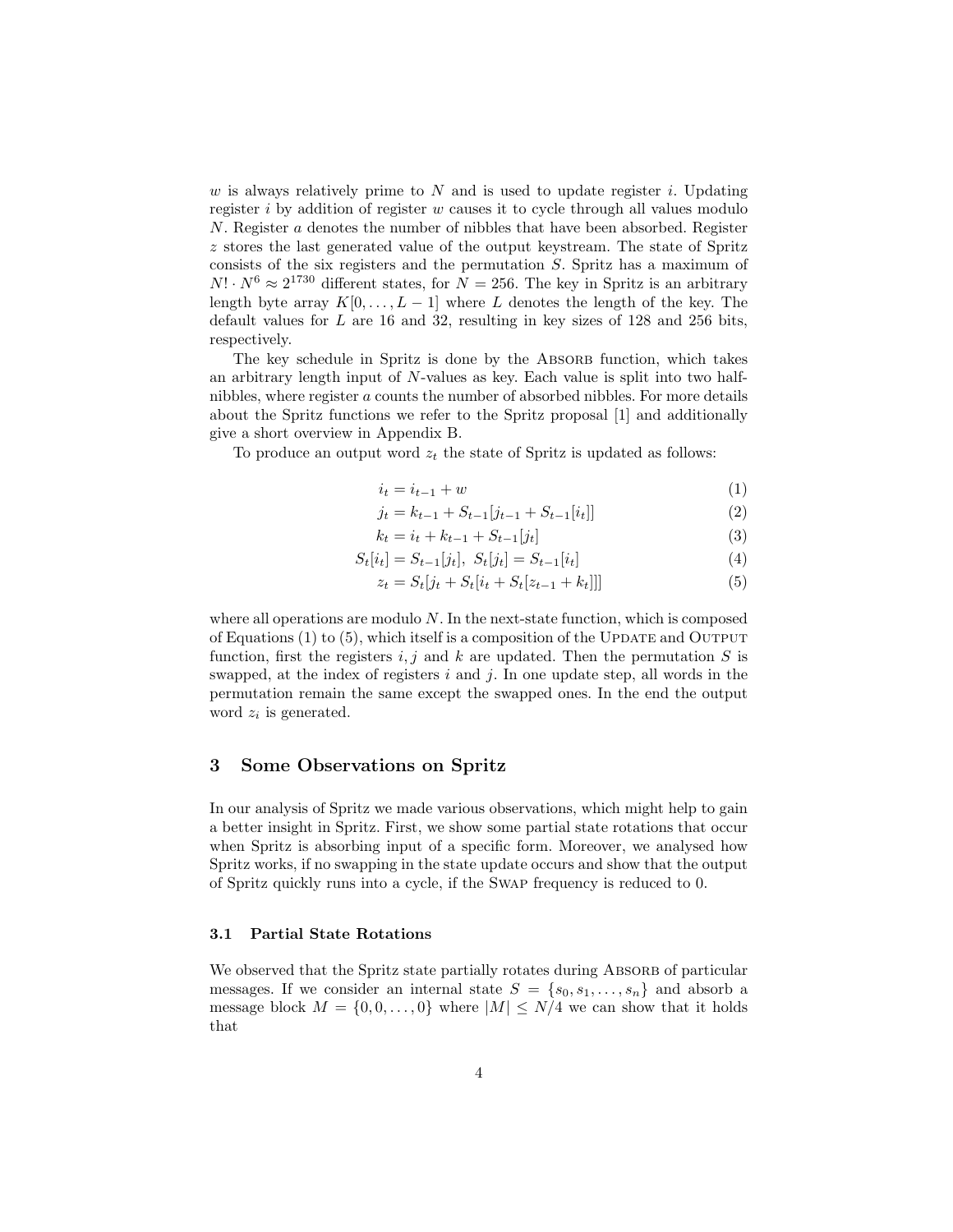$w$ is always relatively prime to $N$ and is used to update register $i$. Updating register $i$ by addition of register $w$ causes it to cycle through all values modulo $N$. Register $a$ denotes the number of nibbles that have been absorbed. Register $z$ stores the last generated value of the output keystream. The state of Spritz consists of the six registers and the permutation $S$. Spritz has a maximum of $N! \cdot N^6 \approx 2^{1730}$ different states, for $N = 256$. The key in Spritz is an arbitrary length byte array $K[0, \ldots, L-1]$ where $L$ denotes the length of the key. The default values for $L$ are 16 and 32, resulting in key sizes of 128 and 256 bits, respectively.

The key schedule in Spritz is done by the Absorb function, which takes an arbitrary length input of $N$-values as key. Each value is split into two half-nibbles, where register $a$ counts the number of absorbed nibbles. For more details about the Spritz functions we refer to the Spritz proposal [1] and additionally give a short overview in Appendix B.

To produce an output word $z_t$ the state of Spritz is updated as follows:

$$i_t = i_{t-1} + w \tag{1}$$

$$j_t = k_{t-1} + S_{t-1}[j_{t-1} + S_{t-1}[i_t]] \tag{2}$$

$$k_t = i_t + k_{t-1} + S_{t-1}[j_t] \tag{3}$$

$$S_t[i_t] = S_{t-1}[j_t],\ S_t[j_t] = S_{t-1}[i_t] \tag{4}$$

$$z_t = S_t[j_t + S_t[i_t + S_t[z_{t-1} + k_t]]] \tag{5}$$

where all operations are modulo $N$. In the next-state function, which is composed of Equations (1) to (5), which itself is a composition of the Update and Output function, first the registers $i, j$ and $k$ are updated. Then the permutation $S$ is swapped, at the index of registers $i$ and $j$. In one update step, all words in the permutation remain the same except the swapped ones. In the end the output word $z_i$ is generated.

## 3 Some Observations on Spritz

In our analysis of Spritz we made various observations, which might help to gain a better insight in Spritz. First, we show some partial state rotations that occur when Spritz is absorbing input of a specific form. Moreover, we analysed how Spritz works, if no swapping in the state update occurs and show that the output of Spritz quickly runs into a cycle, if the Swap frequency is reduced to 0.

### 3.1 Partial State Rotations

We observed that the Spritz state partially rotates during Absorb of particular messages. If we consider an internal state $S = \{s_0, s_1, \ldots, s_n\}$ and absorb a message block $M = \{0, 0, \ldots, 0\}$ where $|M| \leq N/4$ we can show that it holds that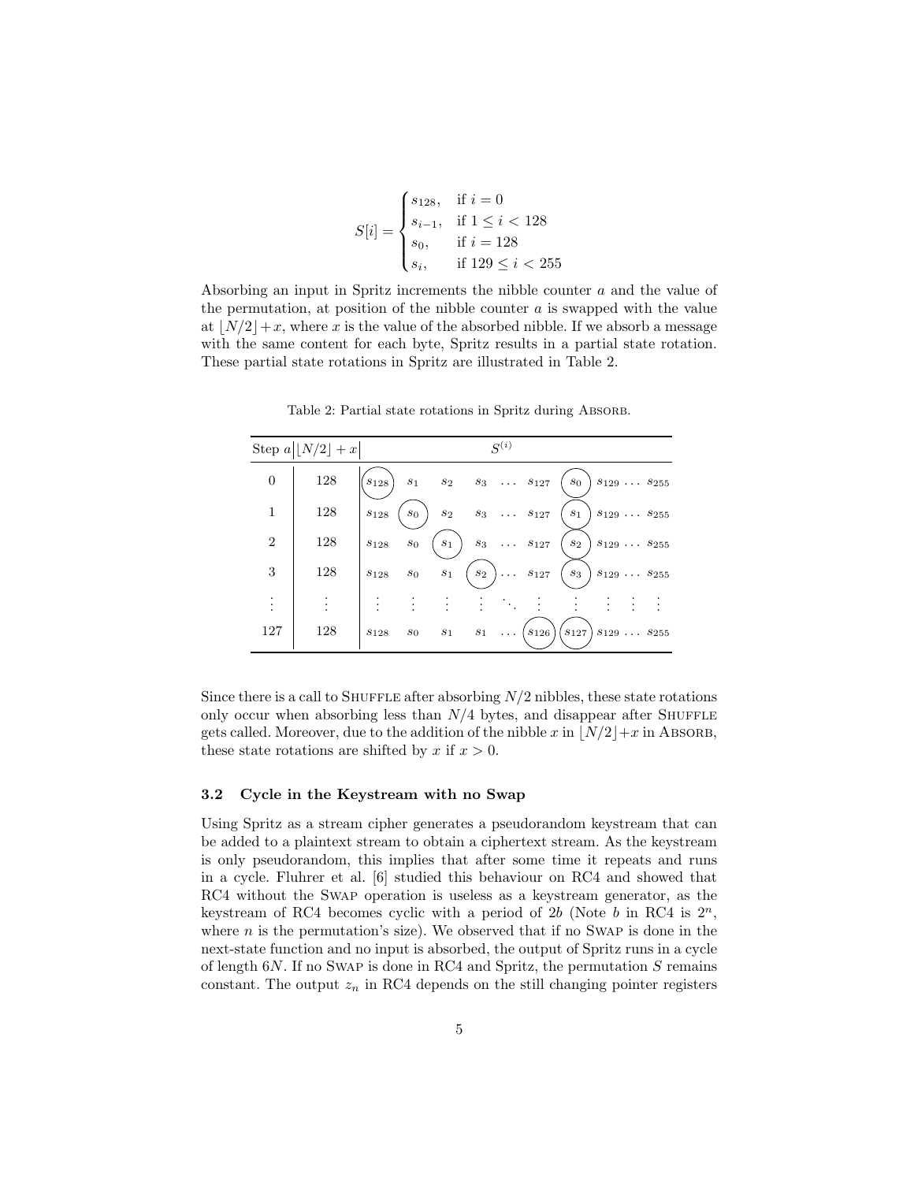$$S[i] = \begin{cases} s_{128}, & \text{if } i = 0 \\ s_{i-1}, & \text{if } 1 \leq i < 128 \\ s_0, & \text{if } i = 128 \\ s_i, & \text{if } 129 \leq i < 255 \end{cases}$$

Absorbing an input in Spritz increments the nibble counter $a$ and the value of the permutation, at position of the nibble counter $a$ is swapped with the value at $\lfloor N/2 \rfloor + x$, where $x$ is the value of the absorbed nibble. If we absorb a message with the same content for each byte, Spritz results in a partial state rotation. These partial state rotations in Spritz are illustrated in Table 2.

Table 2: Partial state rotations in Spritz during Absorb.

| Step $a$ | $\lfloor N/2 \rfloor + x$ | $S^{(i)}$ | | | | | | | | | |
|---|---|---|---|---|---|---|---|---|---|---|---|
| 0 | 128 | ($s_{128}$) | $s_1$ | $s_2$ | $s_3$ | $\dots$ | $s_{127}$ | ($s_0$) | $s_{129}$ | $\dots$ | $s_{255}$ |
| 1 | 128 | $s_{128}$ | ($s_0$) | $s_2$ | $s_3$ | $\dots$ | $s_{127}$ | ($s_1$) | $s_{129}$ | $\dots$ | $s_{255}$ |
| 2 | 128 | $s_{128}$ | $s_0$ | ($s_1$) | $s_3$ | $\dots$ | $s_{127}$ | ($s_2$) | $s_{129}$ | $\dots$ | $s_{255}$ |
| 3 | 128 | $s_{128}$ | $s_0$ | $s_1$ | ($s_2$) | $\dots$ | $s_{127}$ | ($s_3$) | $s_{129}$ | $\dots$ | $s_{255}$ |
| $\vdots$ | $\vdots$ | $\vdots$ | $\vdots$ | $\vdots$ | $\vdots$ | $\ddots$ | $\vdots$ | $\vdots$ | $\vdots$ | $\vdots$ | $\vdots$ |
| 127 | 128 | $s_{128}$ | $s_0$ | $s_1$ | $s_1$ | $\dots$ | ($s_{126}$) | ($s_{127}$) | $s_{129}$ | $\dots$ | $s_{255}$ |

Since there is a call to Shuffle after absorbing $N/2$ nibbles, these state rotations only occur when absorbing less than $N/4$ bytes, and disappear after Shuffle gets called. Moreover, due to the addition of the nibble $x$ in $\lfloor N/2 \rfloor + x$ in Absorb, these state rotations are shifted by $x$ if $x > 0$.

### 3.2 Cycle in the Keystream with no Swap

Using Spritz as a stream cipher generates a pseudorandom keystream that can be added to a plaintext stream to obtain a ciphertext stream. As the keystream is only pseudorandom, this implies that after some time it repeats and runs in a cycle. Fluhrer et al. [6] studied this behaviour on RC4 and showed that RC4 without the Swap operation is useless as a keystream generator, as the keystream of RC4 becomes cyclic with a period of $2b$ (Note $b$ in RC4 is $2^n$, where $n$ is the permutation's size). We observed that if no Swap is done in the next-state function and no input is absorbed, the output of Spritz runs in a cycle of length $6N$. If no Swap is done in RC4 and Spritz, the permutation $S$ remains constant. The output $z_n$ in RC4 depends on the still changing pointer registers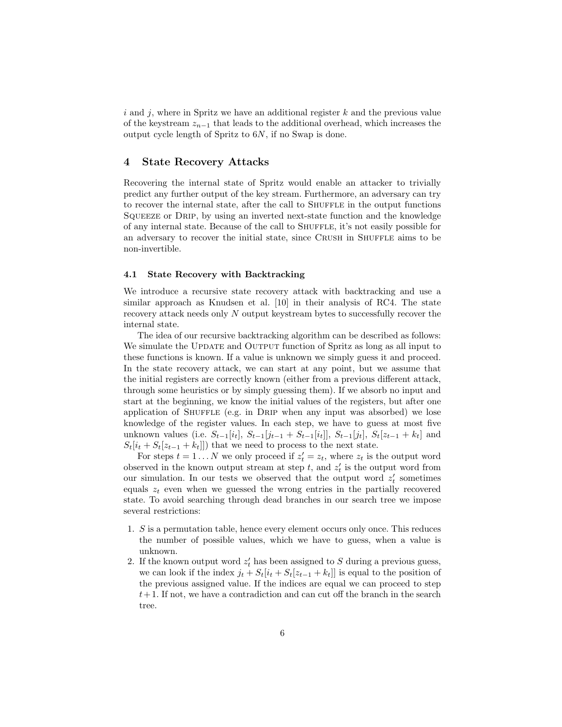$i$ and $j$, where in Spritz we have an additional register $k$ and the previous value of the keystream $z_{n-1}$ that leads to the additional overhead, which increases the output cycle length of Spritz to $6N$, if no Swap is done.

## 4 State Recovery Attacks

Recovering the internal state of Spritz would enable an attacker to trivially predict any further output of the key stream. Furthermore, an adversary can try to recover the internal state, after the call to Shuffle in the output functions Squeeze or Drip, by using an inverted next-state function and the knowledge of any internal state. Because of the call to Shuffle, it's not easily possible for an adversary to recover the initial state, since Crush in Shuffle aims to be non-invertible.

### 4.1 State Recovery with Backtracking

We introduce a recursive state recovery attack with backtracking and use a similar approach as Knudsen et al. [10] in their analysis of RC4. The state recovery attack needs only $N$ output keystream bytes to successfully recover the internal state.

The idea of our recursive backtracking algorithm can be described as follows: We simulate the Update and Output function of Spritz as long as all input to these functions is known. If a value is unknown we simply guess it and proceed. In the state recovery attack, we can start at any point, but we assume that the initial registers are correctly known (either from a previous different attack, through some heuristics or by simply guessing them). If we absorb no input and start at the beginning, we know the initial values of the registers, but after one application of Shuffle (e.g. in Drip when any input was absorbed) we lose knowledge of the register values. In each step, we have to guess at most five unknown values (i.e. $S_{t-1}[i_t]$, $S_{t-1}[j_{t-1} + S_{t-1}[i_t]]$, $S_{t-1}[j_t]$, $S_t[z_{t-1} + k_t]$ and $S_t[i_t + S_t[z_{t-1} + k_t]]$) that we need to process to the next state.

For steps $t = 1 \dots N$ we only proceed if $z'_t = z_t$, where $z_t$ is the output word observed in the known output stream at step $t$, and $z'_t$ is the output word from our simulation. In our tests we observed that the output word $z'_t$ sometimes equals $z_t$ even when we guessed the wrong entries in the partially recovered state. To avoid searching through dead branches in our search tree we impose several restrictions:

1. $S$ is a permutation table, hence every element occurs only once. This reduces the number of possible values, which we have to guess, when a value is unknown.
2. If the known output word $z'_t$ has been assigned to $S$ during a previous guess, we can look if the index $j_t + S_t[i_t + S_t[z_{t-1} + k_t]]$ is equal to the position of the previous assigned value. If the indices are equal we can proceed to step $t+1$. If not, we have a contradiction and can cut off the branch in the search tree.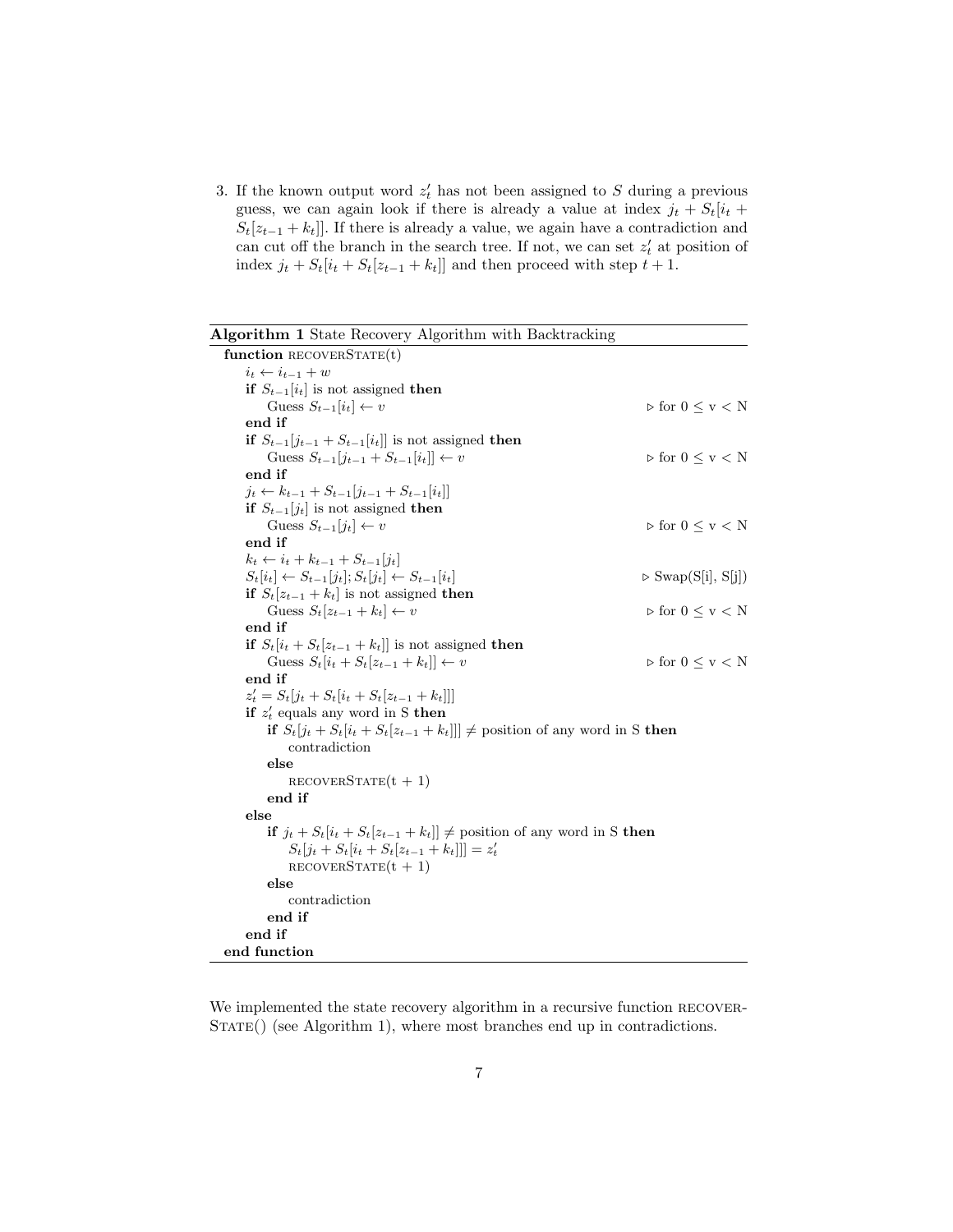3. If the known output word $z'_t$ has not been assigned to $S$ during a previous guess, we can again look if there is already a value at index $j_t + S_t[i_t + S_t[z_{t-1} + k_t]]$. If there is already a value, we again have a contradiction and can cut off the branch in the search tree. If not, we can set $z'_t$ at position of index $j_t + S_t[i_t + S_t[z_{t-1} + k_t]]$ and then proceed with step $t + 1$.

**Algorithm 1** State Recovery Algorithm with Backtracking

```
function RECOVERSTATE(t)
    i_t ← i_{t-1} + w
    if S_{t-1}[i_t] is not assigned then
        Guess S_{t-1}[i_t] ← v                              ▷ for 0 ≤ v < N
    end if
    if S_{t-1}[j_{t-1} + S_{t-1}[i_t]] is not assigned then
        Guess S_{t-1}[j_{t-1} + S_{t-1}[i_t]] ← v           ▷ for 0 ≤ v < N
    end if
    j_t ← k_{t-1} + S_{t-1}[j_{t-1} + S_{t-1}[i_t]]
    if S_{t-1}[j_t] is not assigned then
        Guess S_{t-1}[j_t] ← v                              ▷ for 0 ≤ v < N
    end if
    k_t ← i_t + k_{t-1} + S_{t-1}[j_t]
    S_t[i_t] ← S_{t-1}[j_t]; S_t[j_t] ← S_{t-1}[i_t]        ▷ Swap(S[i], S[j])
    if S_t[z_{t-1} + k_t] is not assigned then
        Guess S_t[z_{t-1} + k_t] ← v                        ▷ for 0 ≤ v < N
    end if
    if S_t[i_t + S_t[z_{t-1} + k_t]] is not assigned then
        Guess S_t[i_t + S_t[z_{t-1} + k_t]] ← v             ▷ for 0 ≤ v < N
    end if
    z'_t = S_t[j_t + S_t[i_t + S_t[z_{t-1} + k_t]]]
    if z'_t equals any word in S then
        if S_t[j_t + S_t[i_t + S_t[z_{t-1} + k_t]]] ≠ position of any word in S then
            contradiction
        else
            RECOVERSTATE(t + 1)
        end if
    else
        if j_t + S_t[i_t + S_t[z_{t-1} + k_t]] ≠ position of any word in S then
            S_t[j_t + S_t[i_t + S_t[z_{t-1} + k_t]]] = z'_t
            RECOVERSTATE(t + 1)
        else
            contradiction
        end if
    end if
end function
```

We implemented the state recovery algorithm in a recursive function RECOVERSTATE() (see Algorithm 1), where most branches end up in contradictions.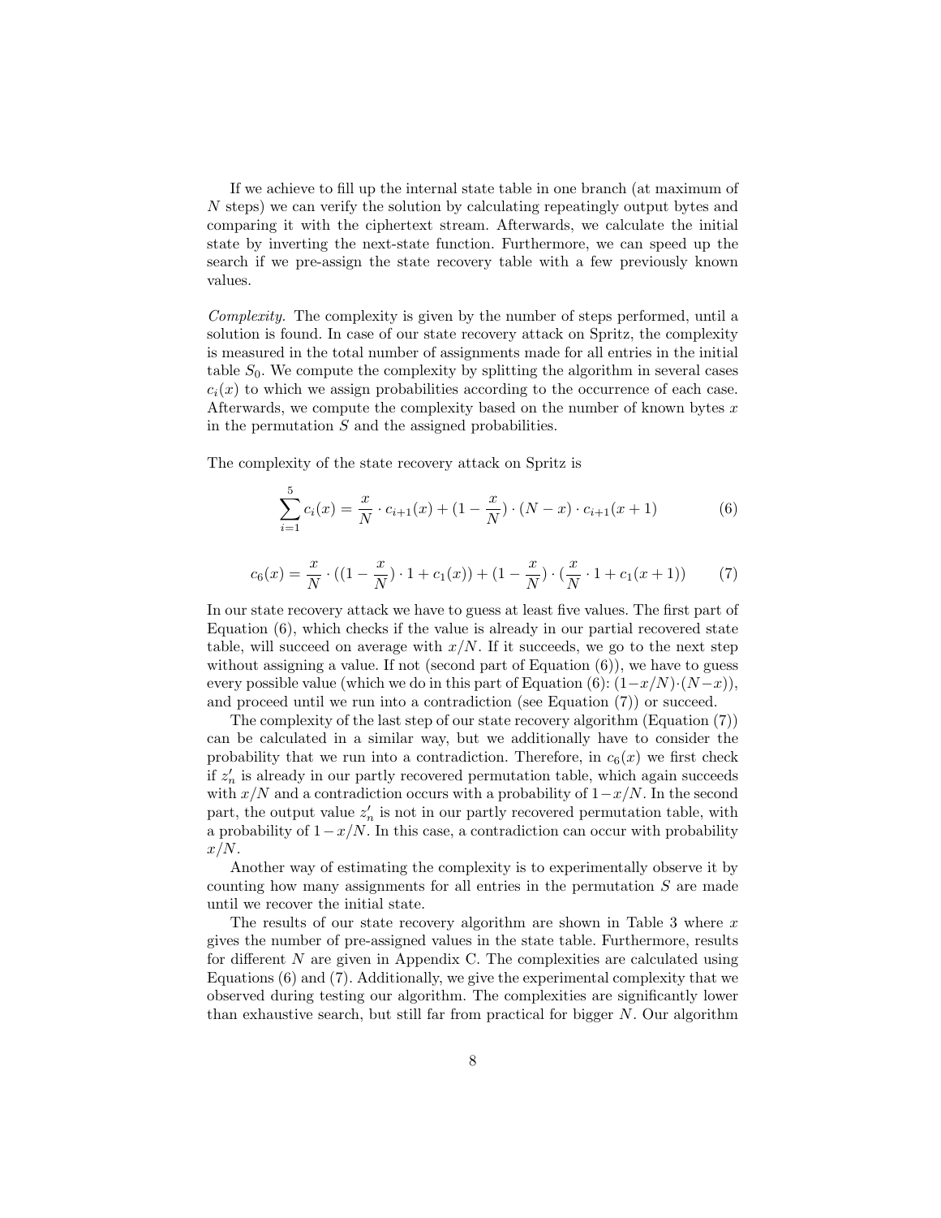If we achieve to fill up the internal state table in one branch (at maximum of $N$ steps) we can verify the solution by calculating repeatingly output bytes and comparing it with the ciphertext stream. Afterwards, we calculate the initial state by inverting the next-state function. Furthermore, we can speed up the search if we pre-assign the state recovery table with a few previously known values.

*Complexity.* The complexity is given by the number of steps performed, until a solution is found. In case of our state recovery attack on Spritz, the complexity is measured in the total number of assignments made for all entries in the initial table $S_0$. We compute the complexity by splitting the algorithm in several cases $c_i(x)$ to which we assign probabilities according to the occurrence of each case. Afterwards, we compute the complexity based on the number of known bytes $x$ in the permutation $S$ and the assigned probabilities.

The complexity of the state recovery attack on Spritz is

$$\sum_{i=1}^{5} c_i(x) = \frac{x}{N} \cdot c_{i+1}(x) + (1 - \frac{x}{N}) \cdot (N - x) \cdot c_{i+1}(x + 1) \tag{6}$$

$$c_6(x) = \frac{x}{N} \cdot ((1 - \frac{x}{N}) \cdot 1 + c_1(x)) + (1 - \frac{x}{N}) \cdot (\frac{x}{N} \cdot 1 + c_1(x + 1)) \tag{7}$$

In our state recovery attack we have to guess at least five values. The first part of Equation (6), which checks if the value is already in our partial recovered state table, will succeed on average with $x/N$. If it succeeds, we go to the next step without assigning a value. If not (second part of Equation (6)), we have to guess every possible value (which we do in this part of Equation (6): $(1-x/N)\cdot(N-x)$), and proceed until we run into a contradiction (see Equation (7)) or succeed.

The complexity of the last step of our state recovery algorithm (Equation (7)) can be calculated in a similar way, but we additionally have to consider the probability that we run into a contradiction. Therefore, in $c_6(x)$ we first check if $z'_n$ is already in our partly recovered permutation table, which again succeeds with $x/N$ and a contradiction occurs with a probability of $1-x/N$. In the second part, the output value $z'_n$ is not in our partly recovered permutation table, with a probability of $1-x/N$. In this case, a contradiction can occur with probability $x/N$.

Another way of estimating the complexity is to experimentally observe it by counting how many assignments for all entries in the permutation $S$ are made until we recover the initial state.

The results of our state recovery algorithm are shown in Table 3 where $x$ gives the number of pre-assigned values in the state table. Furthermore, results for different $N$ are given in Appendix C. The complexities are calculated using Equations (6) and (7). Additionally, we give the experimental complexity that we observed during testing our algorithm. The complexities are significantly lower than exhaustive search, but still far from practical for bigger $N$. Our algorithm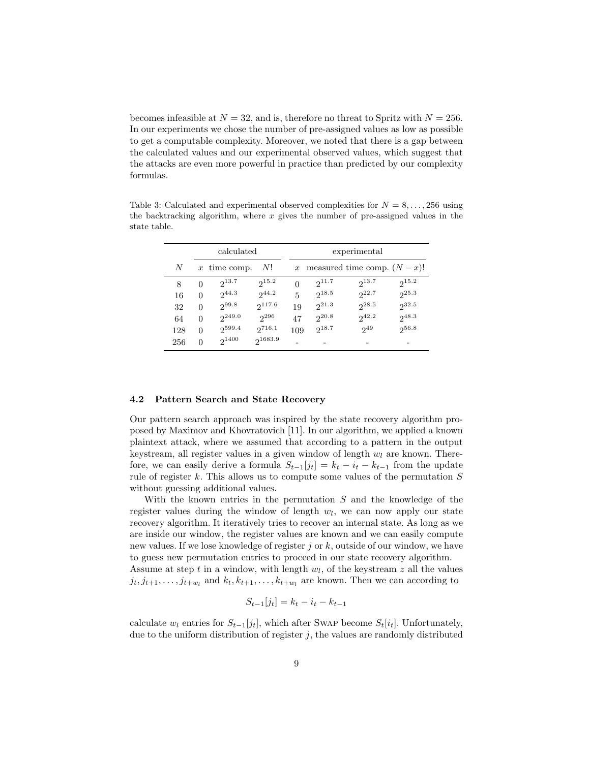becomes infeasible at $N = 32$, and is, therefore no threat to Spritz with $N = 256$. In our experiments we chose the number of pre-assigned values as low as possible to get a computable complexity. Moreover, we noted that there is a gap between the calculated values and our experimental observed values, which suggest that the attacks are even more powerful in practice than predicted by our complexity formulas.

Table 3: Calculated and experimental observed complexities for $N = 8, \dots, 256$ using the backtracking algorithm, where $x$ gives the number of pre-assigned values in the state table.

| | calculated | | | experimental | | | |
|---|---|---|---|---|---|---|---|
| $N$ | $x$ | time comp. | $N!$ | $x$ | measured | time comp. | $(N-x)!$ |
| 8 | 0 | $2^{13.7}$ | $2^{15.2}$ | 0 | $2^{11.7}$ | $2^{13.7}$ | $2^{15.2}$ |
| 16 | 0 | $2^{44.3}$ | $2^{44.2}$ | 5 | $2^{18.5}$ | $2^{22.7}$ | $2^{25.3}$ |
| 32 | 0 | $2^{99.8}$ | $2^{117.6}$ | 19 | $2^{21.3}$ | $2^{28.5}$ | $2^{32.5}$ |
| 64 | 0 | $2^{249.0}$ | $2^{296}$ | 47 | $2^{20.8}$ | $2^{42.2}$ | $2^{48.3}$ |
| 128 | 0 | $2^{599.4}$ | $2^{716.1}$ | 109 | $2^{18.7}$ | $2^{49}$ | $2^{56.8}$ |
| 256 | 0 | $2^{1400}$ | $2^{1683.9}$ | - | - | - | - |

### 4.2 Pattern Search and State Recovery

Our pattern search approach was inspired by the state recovery algorithm proposed by Maximov and Khovratovich [11]. In our algorithm, we applied a known plaintext attack, where we assumed that according to a pattern in the output keystream, all register values in a given window of length $w_l$ are known. Therefore, we can easily derive a formula $S_{t-1}[j_t] = k_t - i_t - k_{t-1}$ from the update rule of register $k$. This allows us to compute some values of the permutation $S$ without guessing additional values.

With the known entries in the permutation $S$ and the knowledge of the register values during the window of length $w_l$, we can now apply our state recovery algorithm. It iteratively tries to recover an internal state. As long as we are inside our window, the register values are known and we can easily compute new values. If we lose knowledge of register $j$ or $k$, outside of our window, we have to guess new permutation entries to proceed in our state recovery algorithm.
Assume at step $t$ in a window, with length $w_l$, of the keystream $z$ all the values $j_t, j_{t+1}, \dots, j_{t+w_l}$ and $k_t, k_{t+1}, \dots, k_{t+w_l}$ are known. Then we can according to

$$S_{t-1}[j_t] = k_t - i_t - k_{t-1}$$

calculate $w_l$ entries for $S_{t-1}[j_t]$, which after Swap become $S_t[i_t]$. Unfortunately, due to the uniform distribution of register $j$, the values are randomly distributed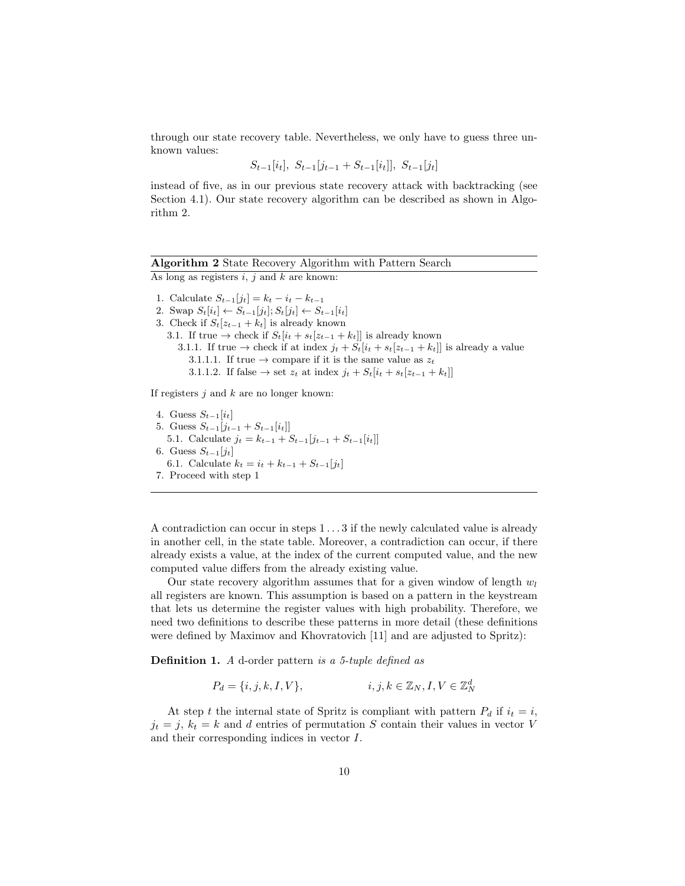through our state recovery table. Nevertheless, we only have to guess three unknown values:

$$S_{t-1}[i_t],\ S_{t-1}[j_{t-1} + S_{t-1}[i_t]],\ S_{t-1}[j_t]$$

instead of five, as in our previous state recovery attack with backtracking (see Section 4.1). Our state recovery algorithm can be described as shown in Algorithm 2.

---

**Algorithm 2** State Recovery Algorithm with Pattern Search

---

As long as registers $i$, $j$ and $k$ are known:

1. Calculate $S_{t-1}[j_t] = k_t - i_t - k_{t-1}$
2. Swap $S_t[i_t] \leftarrow S_{t-1}[j_t]; S_t[j_t] \leftarrow S_{t-1}[i_t]$
3. Check if $S_t[z_{t-1} + k_t]$ is already known
   - 3.1. If true $\rightarrow$ check if $S_t[i_t + s_t[z_{t-1} + k_t]]$ is already known
     - 3.1.1. If true $\rightarrow$ check if at index $j_t + S_t[i_t + s_t[z_{t-1} + k_t]]$ is already a value
       - 3.1.1.1. If true $\rightarrow$ compare if it is the same value as $z_t$
       - 3.1.1.2. If false $\rightarrow$ set $z_t$ at index $j_t + S_t[i_t + s_t[z_{t-1} + k_t]]$

If registers $j$ and $k$ are no longer known:

4. Guess $S_{t-1}[i_t]$
5. Guess $S_{t-1}[j_{t-1} + S_{t-1}[i_t]]$
   - 5.1. Calculate $j_t = k_{t-1} + S_{t-1}[j_{t-1} + S_{t-1}[i_t]]$
6. Guess $S_{t-1}[j_t]$
   - 6.1. Calculate $k_t = i_t + k_{t-1} + S_{t-1}[j_t]$
7. Proceed with step 1

---

A contradiction can occur in steps $1 \ldots 3$ if the newly calculated value is already in another cell, in the state table. Moreover, a contradiction can occur, if there already exists a value, at the index of the current computed value, and the new computed value differs from the already existing value.

Our state recovery algorithm assumes that for a given window of length $w_l$ all registers are known. This assumption is based on a pattern in the keystream that lets us determine the register values with high probability. Therefore, we need two definitions to describe these patterns in more detail (these definitions were defined by Maximov and Khovratovich [11] and are adjusted to Spritz):

**Definition 1.** *A* d-order pattern *is a 5-tuple defined as*

$$P_d = \{i, j, k, I, V\}, \qquad\qquad i, j, k \in \mathbb{Z}_N, I, V \in \mathbb{Z}_N^d$$

At step $t$ the internal state of Spritz is compliant with pattern $P_d$ if $i_t = i$, $j_t = j$, $k_t = k$ and $d$ entries of permutation $S$ contain their values in vector $V$ and their corresponding indices in vector $I$.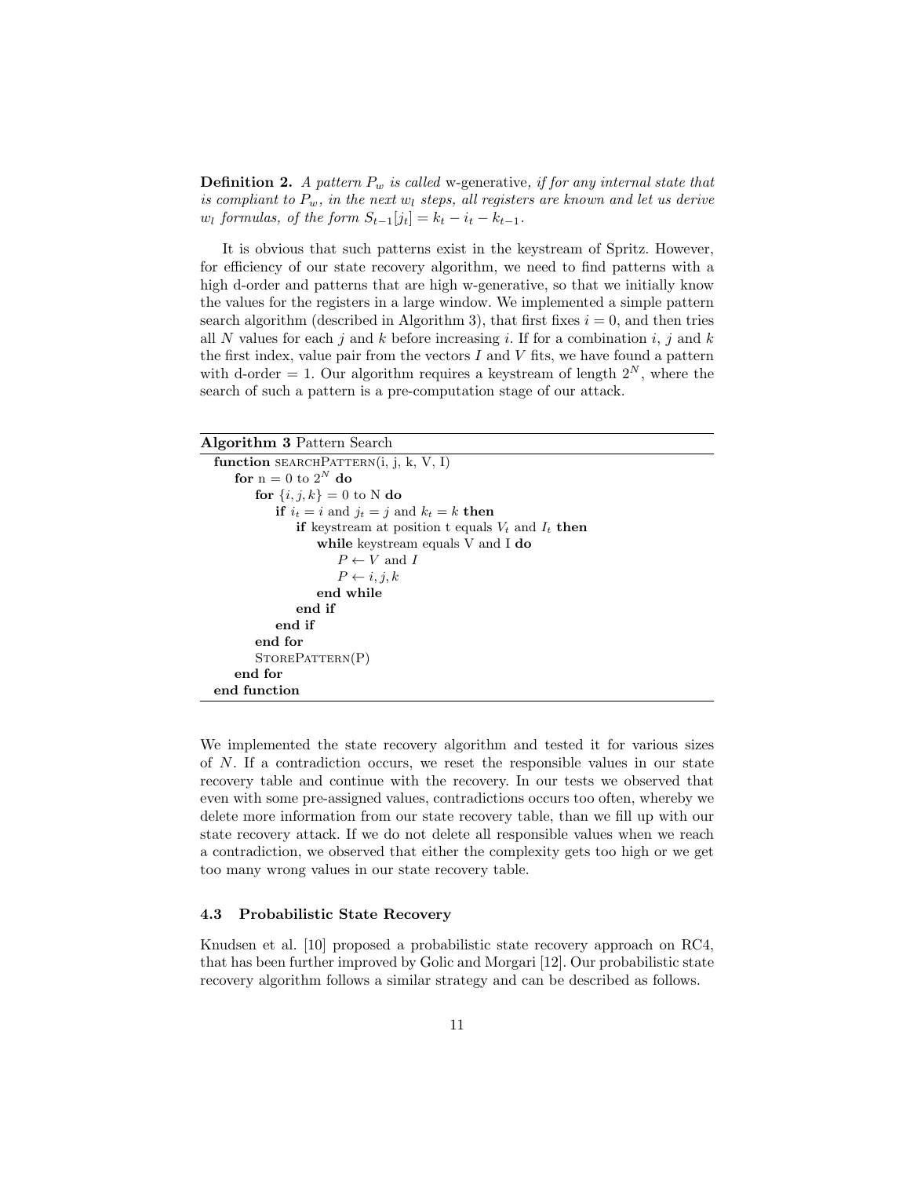**Definition 2.** *A pattern $P_w$ is called* w-generative*, if for any internal state that is compliant to $P_w$, in the next $w_l$ steps, all registers are known and let us derive $w_l$ formulas, of the form $S_{t-1}[j_t] = k_t - i_t - k_{t-1}$.*

It is obvious that such patterns exist in the keystream of Spritz. However, for efficiency of our state recovery algorithm, we need to find patterns with a high d-order and patterns that are high w-generative, so that we initially know the values for the registers in a large window. We implemented a simple pattern search algorithm (described in Algorithm 3), that first fixes $i = 0$, and then tries all $N$ values for each $j$ and $k$ before increasing $i$. If for a combination $i$, $j$ and $k$ the first index, value pair from the vectors $I$ and $V$ fits, we have found a pattern with d-order = 1. Our algorithm requires a keystream of length $2^N$, where the search of such a pattern is a pre-computation stage of our attack.

**Algorithm 3** Pattern Search

```
function SEARCHPATTERN(i, j, k, V, I)
    for n = 0 to 2^N do
        for {i, j, k} = 0 to N do
            if i_t = i and j_t = j and k_t = k then
                if keystream at position t equals V_t and I_t then
                    while keystream equals V and I do
                        P ← V and I
                        P ← i, j, k
                    end while
                end if
            end if
        end for
        STOREPATTERN(P)
    end for
end function
```

We implemented the state recovery algorithm and tested it for various sizes of $N$. If a contradiction occurs, we reset the responsible values in our state recovery table and continue with the recovery. In our tests we observed that even with some pre-assigned values, contradictions occurs too often, whereby we delete more information from our state recovery table, than we fill up with our state recovery attack. If we do not delete all responsible values when we reach a contradiction, we observed that either the complexity gets too high or we get too many wrong values in our state recovery table.

### 4.3 Probabilistic State Recovery

Knudsen et al. [10] proposed a probabilistic state recovery approach on RC4, that has been further improved by Golic and Morgari [12]. Our probabilistic state recovery algorithm follows a similar strategy and can be described as follows.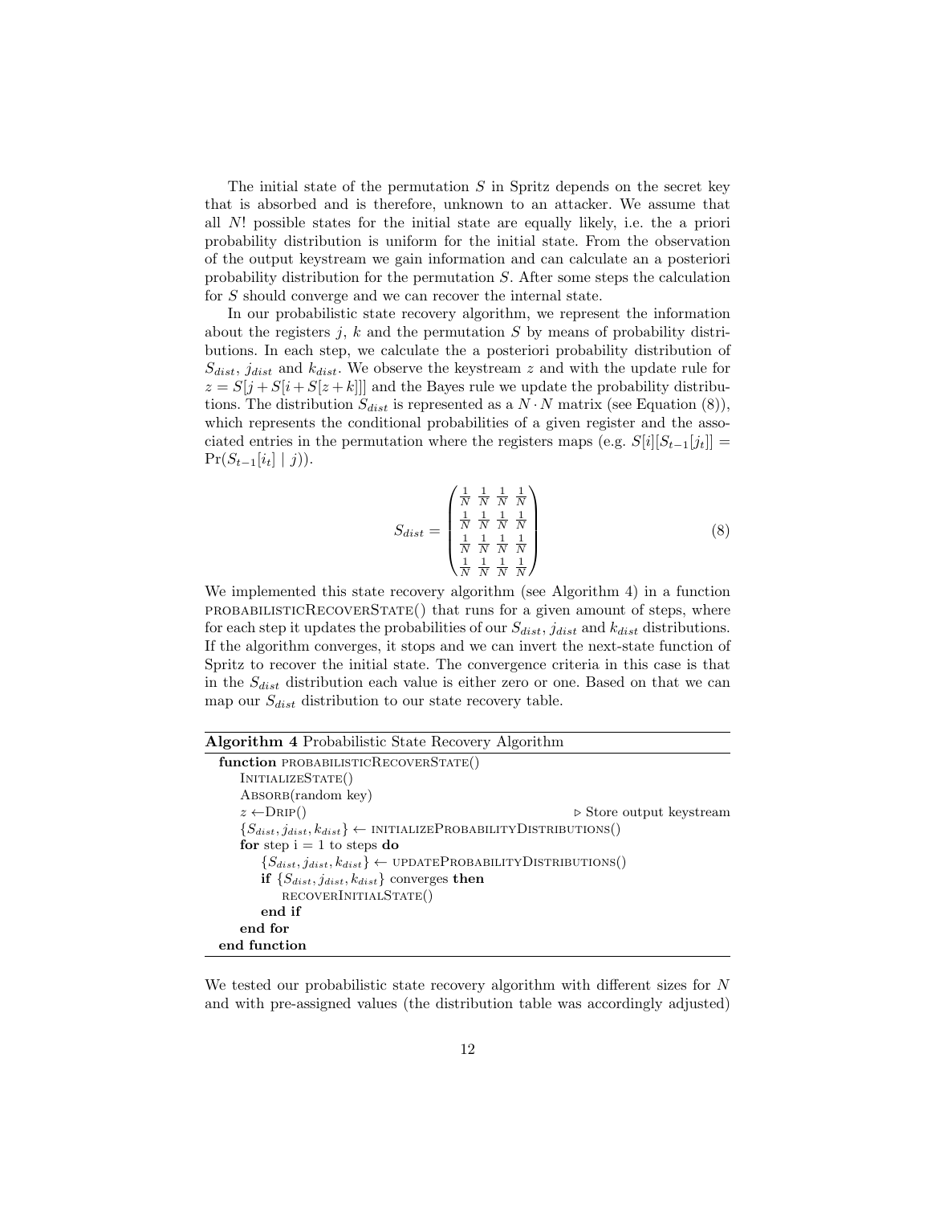The initial state of the permutation $S$ in Spritz depends on the secret key that is absorbed and is therefore, unknown to an attacker. We assume that all $N!$ possible states for the initial state are equally likely, i.e. the a priori probability distribution is uniform for the initial state. From the observation of the output keystream we gain information and can calculate an a posteriori probability distribution for the permutation $S$. After some steps the calculation for $S$ should converge and we can recover the internal state.

In our probabilistic state recovery algorithm, we represent the information about the registers $j$, $k$ and the permutation $S$ by means of probability distributions. In each step, we calculate the a posteriori probability distribution of $S_{dist}$, $j_{dist}$ and $k_{dist}$. We observe the keystream $z$ and with the update rule for $z = S[j + S[i + S[z + k]]]$ and the Bayes rule we update the probability distributions. The distribution $S_{dist}$ is represented as a $N \cdot N$ matrix (see Equation (8)), which represents the conditional probabilities of a given register and the associated entries in the permutation where the registers maps (e.g. $S[i][S_{t-1}[j_t]] = \Pr(S_{t-1}[i_t] \mid j)$).

$$S_{dist} = \begin{pmatrix} \frac{1}{N} & \frac{1}{N} & \frac{1}{N} & \frac{1}{N} \\ \frac{1}{N} & \frac{1}{N} & \frac{1}{N} & \frac{1}{N} \\ \frac{1}{N} & \frac{1}{N} & \frac{1}{N} & \frac{1}{N} \\ \frac{1}{N} & \frac{1}{N} & \frac{1}{N} & \frac{1}{N} \end{pmatrix} \tag{8}$$

We implemented this state recovery algorithm (see Algorithm 4) in a function probabilisticRecoverState() that runs for a given amount of steps, where for each step it updates the probabilities of our $S_{dist}$, $j_{dist}$ and $k_{dist}$ distributions. If the algorithm converges, it stops and we can invert the next-state function of Spritz to recover the initial state. The convergence criteria in this case is that in the $S_{dist}$ distribution each value is either zero or one. Based on that we can map our $S_{dist}$ distribution to our state recovery table.

**Algorithm 4** Probabilistic State Recovery Algorithm

```
function probabilisticRecoverState()
    InitializeState()
    Absorb(random key)
    z ← Drip()                                          ▷ Store output keystream
    {S_dist, j_dist, k_dist} ← initializeProbabilityDistributions()
    for step i = 1 to steps do
        {S_dist, j_dist, k_dist} ← updateProbabilityDistributions()
        if {S_dist, j_dist, k_dist} converges then
            recoverInitialState()
        end if
    end for
end function
```

We tested our probabilistic state recovery algorithm with different sizes for $N$ and with pre-assigned values (the distribution table was accordingly adjusted)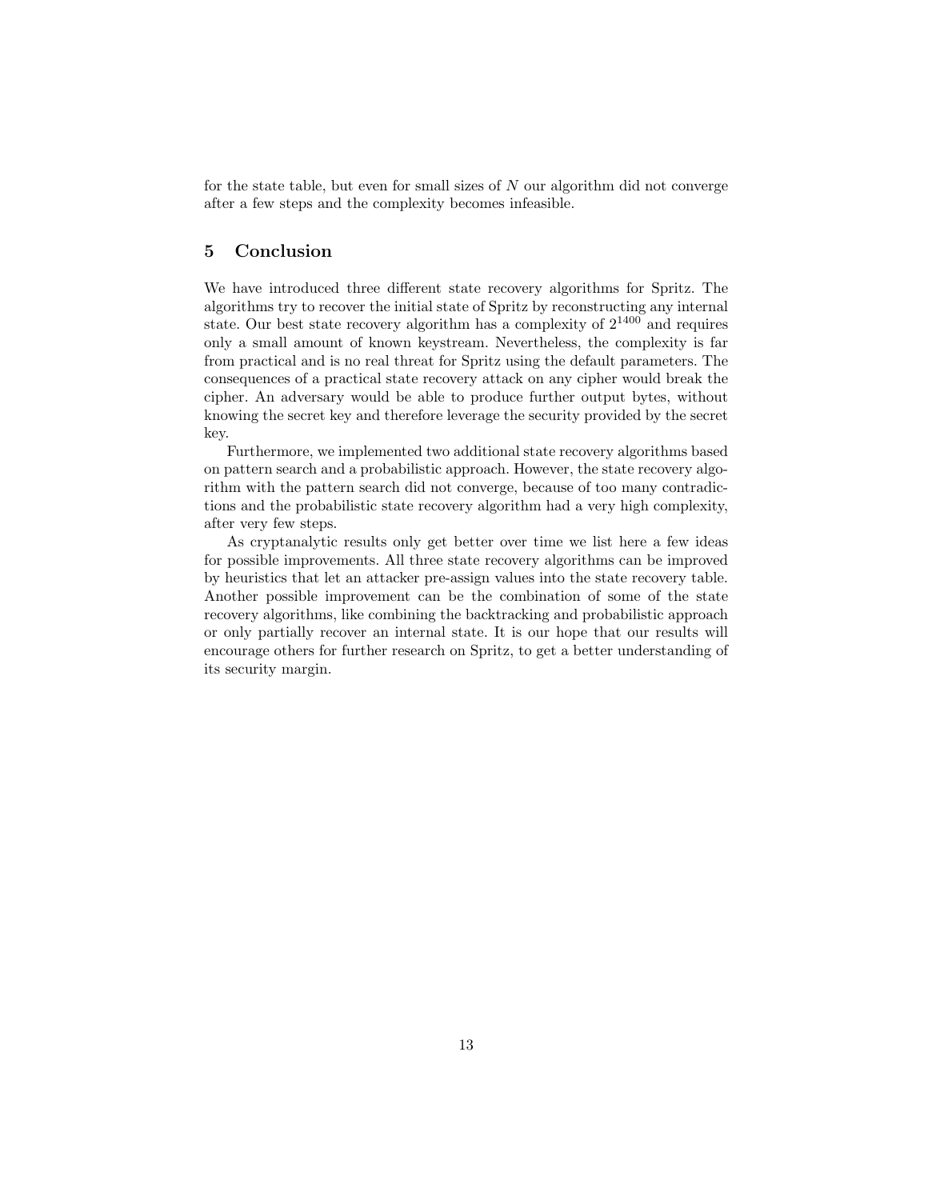for the state table, but even for small sizes of $N$ our algorithm did not converge after a few steps and the complexity becomes infeasible.

## 5 Conclusion

We have introduced three different state recovery algorithms for Spritz. The algorithms try to recover the initial state of Spritz by reconstructing any internal state. Our best state recovery algorithm has a complexity of $2^{1400}$ and requires only a small amount of known keystream. Nevertheless, the complexity is far from practical and is no real threat for Spritz using the default parameters. The consequences of a practical state recovery attack on any cipher would break the cipher. An adversary would be able to produce further output bytes, without knowing the secret key and therefore leverage the security provided by the secret key.

Furthermore, we implemented two additional state recovery algorithms based on pattern search and a probabilistic approach. However, the state recovery algorithm with the pattern search did not converge, because of too many contradictions and the probabilistic state recovery algorithm had a very high complexity, after very few steps.

As cryptanalytic results only get better over time we list here a few ideas for possible improvements. All three state recovery algorithms can be improved by heuristics that let an attacker pre-assign values into the state recovery table. Another possible improvement can be the combination of some of the state recovery algorithms, like combining the backtracking and probabilistic approach or only partially recover an internal state. It is our hope that our results will encourage others for further research on Spritz, to get a better understanding of its security margin.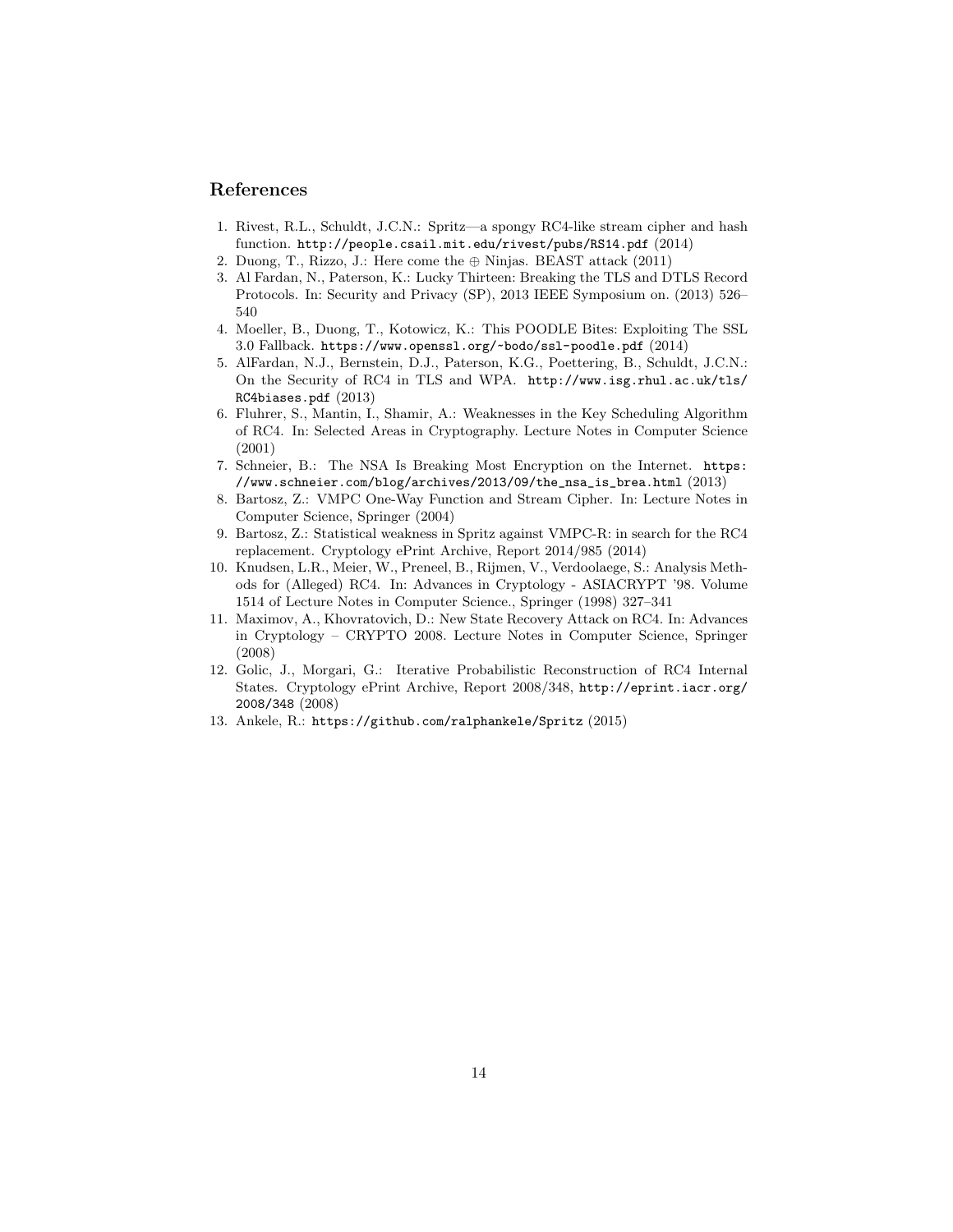## References

1. Rivest, R.L., Schuldt, J.C.N.: Spritz—a spongy RC4-like stream cipher and hash function. http://people.csail.mit.edu/rivest/pubs/RS14.pdf (2014)
2. Duong, T., Rizzo, J.: Here come the $\oplus$ Ninjas. BEAST attack (2011)
3. Al Fardan, N., Paterson, K.: Lucky Thirteen: Breaking the TLS and DTLS Record Protocols. In: Security and Privacy (SP), 2013 IEEE Symposium on. (2013) 526–540
4. Moeller, B., Duong, T., Kotowicz, K.: This POODLE Bites: Exploiting The SSL 3.0 Fallback. https://www.openssl.org/~bodo/ssl-poodle.pdf (2014)
5. AlFardan, N.J., Bernstein, D.J., Paterson, K.G., Poettering, B., Schuldt, J.C.N.: On the Security of RC4 in TLS and WPA. http://www.isg.rhul.ac.uk/tls/RC4biases.pdf (2013)
6. Fluhrer, S., Mantin, I., Shamir, A.: Weaknesses in the Key Scheduling Algorithm of RC4. In: Selected Areas in Cryptography. Lecture Notes in Computer Science (2001)
7. Schneier, B.: The NSA Is Breaking Most Encryption on the Internet. https://www.schneier.com/blog/archives/2013/09/the_nsa_is_brea.html (2013)
8. Bartosz, Z.: VMPC One-Way Function and Stream Cipher. In: Lecture Notes in Computer Science, Springer (2004)
9. Bartosz, Z.: Statistical weakness in Spritz against VMPC-R: in search for the RC4 replacement. Cryptology ePrint Archive, Report 2014/985 (2014)
10. Knudsen, L.R., Meier, W., Preneel, B., Rijmen, V., Verdoolaege, S.: Analysis Methods for (Alleged) RC4. In: Advances in Cryptology - ASIACRYPT '98. Volume 1514 of Lecture Notes in Computer Science., Springer (1998) 327–341
11. Maximov, A., Khovratovich, D.: New State Recovery Attack on RC4. In: Advances in Cryptology – CRYPTO 2008. Lecture Notes in Computer Science, Springer (2008)
12. Golic, J., Morgari, G.: Iterative Probabilistic Reconstruction of RC4 Internal States. Cryptology ePrint Archive, Report 2008/348, http://eprint.iacr.org/2008/348 (2008)
13. Ankele, R.: https://github.com/ralphankele/Spritz (2015)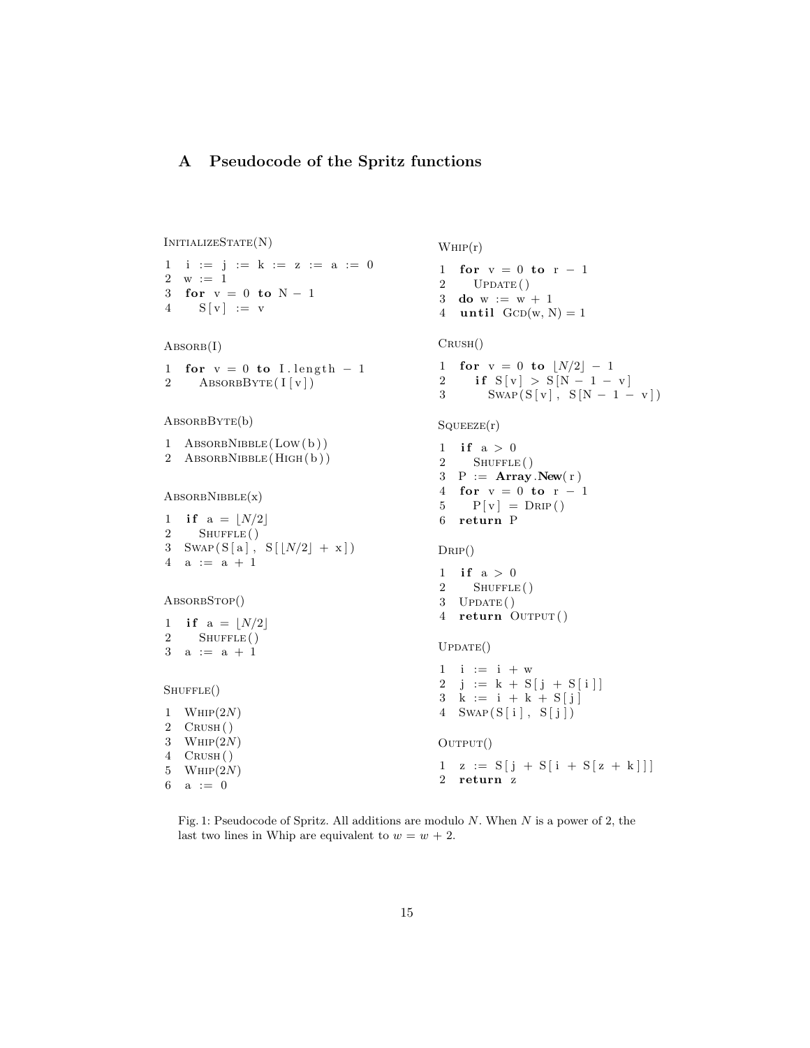## A Pseudocode of the Spritz functions

InitializeState(N)
```
1  i := j := k := z := a := 0
2  w := 1
3  for v = 0 to N − 1
4     S[v] := v
```

Absorb(I)
```
1  for v = 0 to I.length − 1
2     AbsorbByte(I[v])
```

AbsorbByte(b)
```
1  AbsorbNibble(Low(b))
2  AbsorbNibble(High(b))
```

AbsorbNibble(x)
```
1  if a = ⌊N/2⌋
2     Shuffle()
3  Swap(S[a], S[⌊N/2⌋ + x])
4  a := a + 1
```

AbsorbStop()
```
1  if a = ⌊N/2⌋
2     Shuffle()
3  a := a + 1
```

Shuffle()
```
1  Whip(2N)
2  Crush()
3  Whip(2N)
4  Crush()
5  Whip(2N)
6  a := 0
```

Whip(r)
```
1  for v = 0 to r − 1
2     Update()
3  do w := w + 1
4  until Gcd(w, N) = 1
```

Crush()
```
1  for v = 0 to ⌊N/2⌋ − 1
2     if S[v] > S[N − 1 − v]
3        Swap(S[v], S[N − 1 − v])
```

Squeeze(r)
```
1  if a > 0
2     Shuffle()
3  P := Array.New(r)
4  for v = 0 to r − 1
5     P[v] = Drip()
6  return P
```

Drip()
```
1  if a > 0
2     Shuffle()
3  Update()
4  return Output()
```

Update()
```
1  i := i + w
2  j := k + S[j + S[i]]
3  k := i + k + S[j]
4  Swap(S[i], S[j])
```

Output()
```
1  z := S[j + S[i + S[z + k]]]
2  return z
```

Fig. 1: Pseudocode of Spritz. All additions are modulo $N$. When $N$ is a power of 2, the last two lines in Whip are equivalent to $w = w + 2$.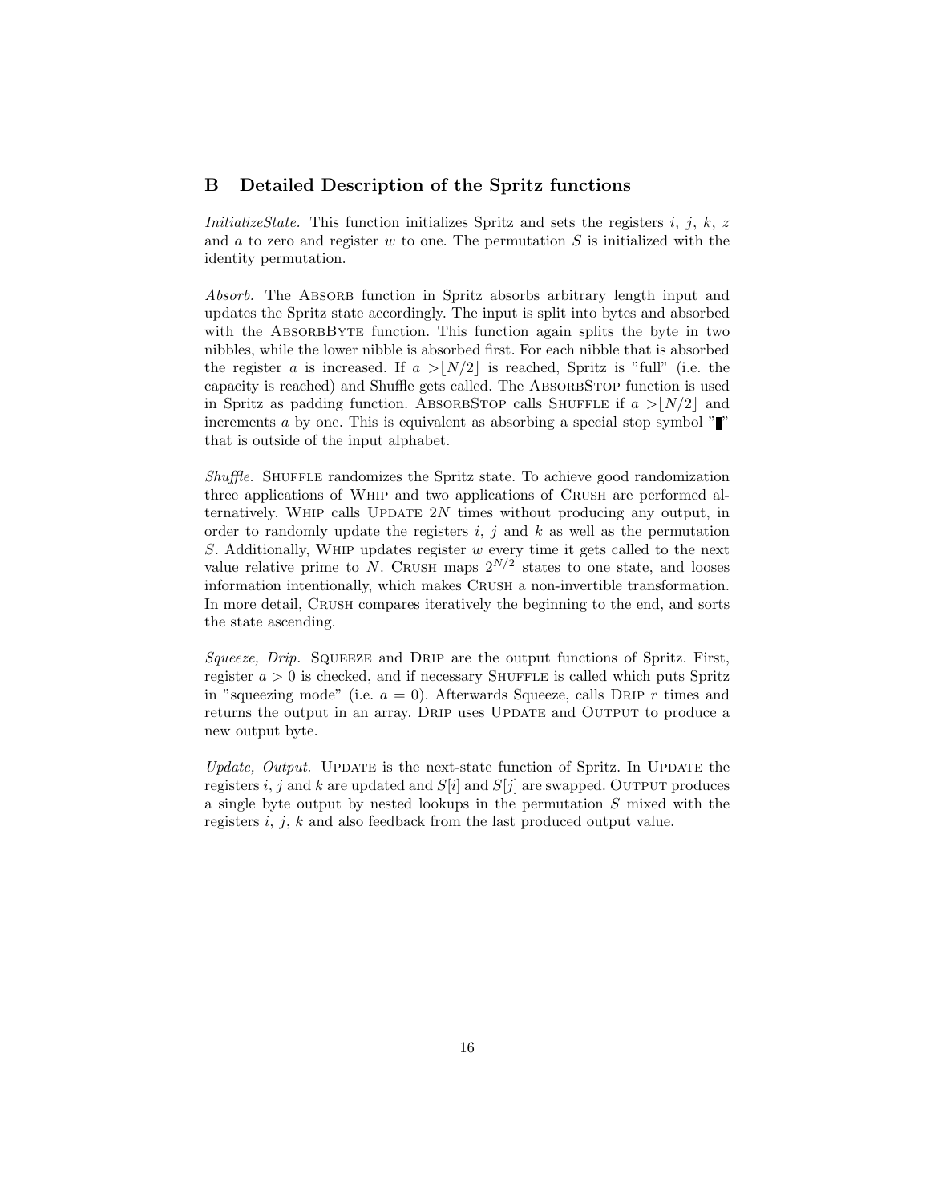## B Detailed Description of the Spritz functions

*InitializeState.* This function initializes Spritz and sets the registers $i$, $j$, $k$, $z$ and $a$ to zero and register $w$ to one. The permutation $S$ is initialized with the identity permutation.

*Absorb.* The ABSORB function in Spritz absorbs arbitrary length input and updates the Spritz state accordingly. The input is split into bytes and absorbed with the ABSORBBYTE function. This function again splits the byte in two nibbles, while the lower nibble is absorbed first. For each nibble that is absorbed the register $a$ is increased. If $a > \lfloor N/2 \rfloor$ is reached, Spritz is "full" (i.e. the capacity is reached) and Shuffle gets called. The ABSORBSTOP function is used in Spritz as padding function. ABSORBSTOP calls SHUFFLE if $a > \lfloor N/2 \rfloor$ and increments $a$ by one. This is equivalent as absorbing a special stop symbol "▮" that is outside of the input alphabet.

*Shuffle.* SHUFFLE randomizes the Spritz state. To achieve good randomization three applications of WHIP and two applications of CRUSH are performed alternatively. WHIP calls UPDATE $2N$ times without producing any output, in order to randomly update the registers $i$, $j$ and $k$ as well as the permutation $S$. Additionally, WHIP updates register $w$ every time it gets called to the next value relative prime to $N$. CRUSH maps $2^{N/2}$ states to one state, and looses information intentionally, which makes CRUSH a non-invertible transformation. In more detail, CRUSH compares iteratively the beginning to the end, and sorts the state ascending.

*Squeeze, Drip.* SQUEEZE and DRIP are the output functions of Spritz. First, register $a > 0$ is checked, and if necessary SHUFFLE is called which puts Spritz in "squeezing mode" (i.e. $a = 0$). Afterwards Squeeze, calls DRIP $r$ times and returns the output in an array. DRIP uses UPDATE and OUTPUT to produce a new output byte.

*Update, Output.* UPDATE is the next-state function of Spritz. In UPDATE the registers $i$, $j$ and $k$ are updated and $S[i]$ and $S[j]$ are swapped. OUTPUT produces a single byte output by nested lookups in the permutation $S$ mixed with the registers $i$, $j$, $k$ and also feedback from the last produced output value.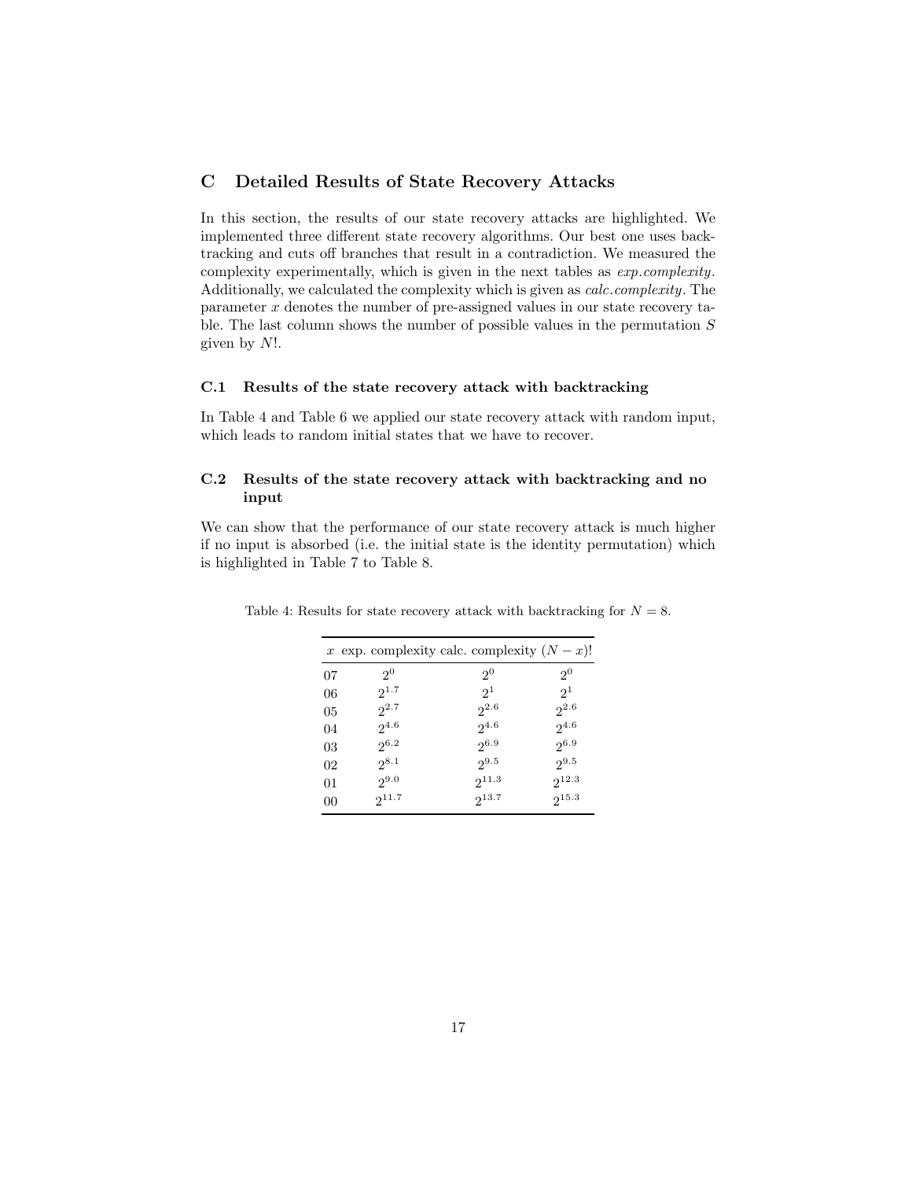## C Detailed Results of State Recovery Attacks

In this section, the results of our state recovery attacks are highlighted. We implemented three different state recovery algorithms. Our best one uses backtracking and cuts off branches that result in a contradiction. We measured the complexity experimentally, which is given in the next tables as *exp.complexity*. Additionally, we calculated the complexity which is given as *calc.complexity*. The parameter $x$ denotes the number of pre-assigned values in our state recovery table. The last column shows the number of possible values in the permutation $S$ given by $N!$.

### C.1 Results of the state recovery attack with backtracking

In Table 4 and Table 6 we applied our state recovery attack with random input, which leads to random initial states that we have to recover.

### C.2 Results of the state recovery attack with backtracking and no input

We can show that the performance of our state recovery attack is much higher if no input is absorbed (i.e. the initial state is the identity permutation) which is highlighted in Table 7 to Table 8.

Table 4: Results for state recovery attack with backtracking for $N = 8$.

| $x$ | exp. complexity | calc. complexity | $(N-x)!$ |
|---|---|---|---|
| 07 | $2^{0}$ | $2^{0}$ | $2^{0}$ |
| 06 | $2^{1.7}$ | $2^{1}$ | $2^{1}$ |
| 05 | $2^{2.7}$ | $2^{2.6}$ | $2^{2.6}$ |
| 04 | $2^{4.6}$ | $2^{4.6}$ | $2^{4.6}$ |
| 03 | $2^{6.2}$ | $2^{6.9}$ | $2^{6.9}$ |
| 02 | $2^{8.1}$ | $2^{9.5}$ | $2^{9.5}$ |
| 01 | $2^{9.0}$ | $2^{11.3}$ | $2^{12.3}$ |
| 00 | $2^{11.7}$ | $2^{13.7}$ | $2^{15.3}$ |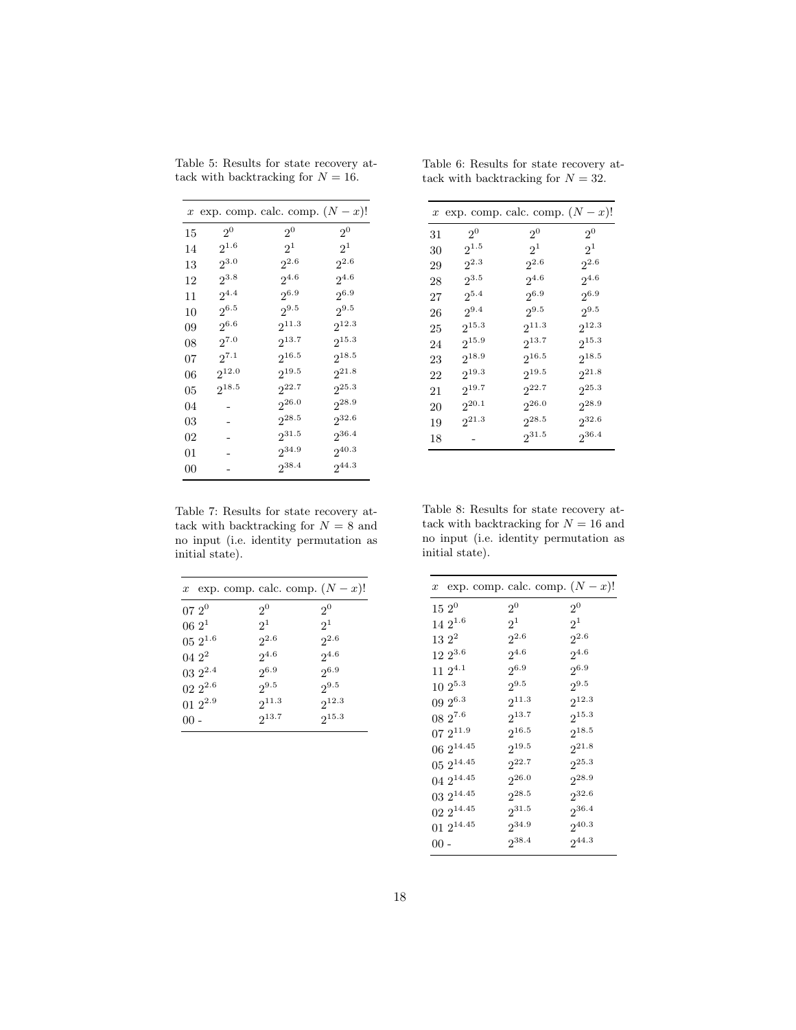Table 5: Results for state recovery attack with backtracking for $N = 16$.

| $x$ | exp. comp. | calc. comp. | $(N-x)!$ |
|---|---|---|---|
| 15 | $2^{0}$ | $2^{0}$ | $2^{0}$ |
| 14 | $2^{1.6}$ | $2^{1}$ | $2^{1}$ |
| 13 | $2^{3.0}$ | $2^{2.6}$ | $2^{2.6}$ |
| 12 | $2^{3.8}$ | $2^{4.6}$ | $2^{4.6}$ |
| 11 | $2^{4.4}$ | $2^{6.9}$ | $2^{6.9}$ |
| 10 | $2^{6.5}$ | $2^{9.5}$ | $2^{9.5}$ |
| 09 | $2^{6.6}$ | $2^{11.3}$ | $2^{12.3}$ |
| 08 | $2^{7.0}$ | $2^{13.7}$ | $2^{15.3}$ |
| 07 | $2^{7.1}$ | $2^{16.5}$ | $2^{18.5}$ |
| 06 | $2^{12.0}$ | $2^{19.5}$ | $2^{21.8}$ |
| 05 | $2^{18.5}$ | $2^{22.7}$ | $2^{25.3}$ |
| 04 | - | $2^{26.0}$ | $2^{28.9}$ |
| 03 | - | $2^{28.5}$ | $2^{32.6}$ |
| 02 | - | $2^{31.5}$ | $2^{36.4}$ |
| 01 | - | $2^{34.9}$ | $2^{40.3}$ |
| 00 | - | $2^{38.4}$ | $2^{44.3}$ |

Table 6: Results for state recovery attack with backtracking for $N = 32$.

| $x$ | exp. comp. | calc. comp. | $(N-x)!$ |
|---|---|---|---|
| 31 | $2^{0}$ | $2^{0}$ | $2^{0}$ |
| 30 | $2^{1.5}$ | $2^{1}$ | $2^{1}$ |
| 29 | $2^{2.3}$ | $2^{2.6}$ | $2^{2.6}$ |
| 28 | $2^{3.5}$ | $2^{4.6}$ | $2^{4.6}$ |
| 27 | $2^{5.4}$ | $2^{6.9}$ | $2^{6.9}$ |
| 26 | $2^{9.4}$ | $2^{9.5}$ | $2^{9.5}$ |
| 25 | $2^{15.3}$ | $2^{11.3}$ | $2^{12.3}$ |
| 24 | $2^{15.9}$ | $2^{13.7}$ | $2^{15.3}$ |
| 23 | $2^{18.9}$ | $2^{16.5}$ | $2^{18.5}$ |
| 22 | $2^{19.3}$ | $2^{19.5}$ | $2^{21.8}$ |
| 21 | $2^{19.7}$ | $2^{22.7}$ | $2^{25.3}$ |
| 20 | $2^{20.1}$ | $2^{26.0}$ | $2^{28.9}$ |
| 19 | $2^{21.3}$ | $2^{28.5}$ | $2^{32.6}$ |
| 18 | - | $2^{31.5}$ | $2^{36.4}$ |

Table 7: Results for state recovery attack with backtracking for $N = 8$ and no input (i.e. identity permutation as initial state).

| $x$ | exp. comp. | calc. comp. | $(N-x)!$ |
|---|---|---|---|
| 07 | $2^{0}$ | $2^{0}$ | $2^{0}$ |
| 06 | $2^{1}$ | $2^{1}$ | $2^{1}$ |
| 05 | $2^{1.6}$ | $2^{2.6}$ | $2^{2.6}$ |
| 04 | $2^{2}$ | $2^{4.6}$ | $2^{4.6}$ |
| 03 | $2^{2.4}$ | $2^{6.9}$ | $2^{6.9}$ |
| 02 | $2^{2.6}$ | $2^{9.5}$ | $2^{9.5}$ |
| 01 | $2^{2.9}$ | $2^{11.3}$ | $2^{12.3}$ |
| 00 | - | $2^{13.7}$ | $2^{15.3}$ |

Table 8: Results for state recovery attack with backtracking for $N = 16$ and no input (i.e. identity permutation as initial state).

| $x$ | exp. comp. | calc. comp. | $(N-x)!$ |
|---|---|---|---|
| 15 | $2^{0}$ | $2^{0}$ | $2^{0}$ |
| 14 | $2^{1.6}$ | $2^{1}$ | $2^{1}$ |
| 13 | $2^{2}$ | $2^{2.6}$ | $2^{2.6}$ |
| 12 | $2^{3.6}$ | $2^{4.6}$ | $2^{4.6}$ |
| 11 | $2^{4.1}$ | $2^{6.9}$ | $2^{6.9}$ |
| 10 | $2^{5.3}$ | $2^{9.5}$ | $2^{9.5}$ |
| 09 | $2^{6.3}$ | $2^{11.3}$ | $2^{12.3}$ |
| 08 | $2^{7.6}$ | $2^{13.7}$ | $2^{15.3}$ |
| 07 | $2^{11.9}$ | $2^{16.5}$ | $2^{18.5}$ |
| 06 | $2^{14.45}$ | $2^{19.5}$ | $2^{21.8}$ |
| 05 | $2^{14.45}$ | $2^{22.7}$ | $2^{25.3}$ |
| 04 | $2^{14.45}$ | $2^{26.0}$ | $2^{28.9}$ |
| 03 | $2^{14.45}$ | $2^{28.5}$ | $2^{32.6}$ |
| 02 | $2^{14.45}$ | $2^{31.5}$ | $2^{36.4}$ |
| 01 | $2^{14.45}$ | $2^{34.9}$ | $2^{40.3}$ |
| 00 | - | $2^{38.4}$ | $2^{44.3}$ |